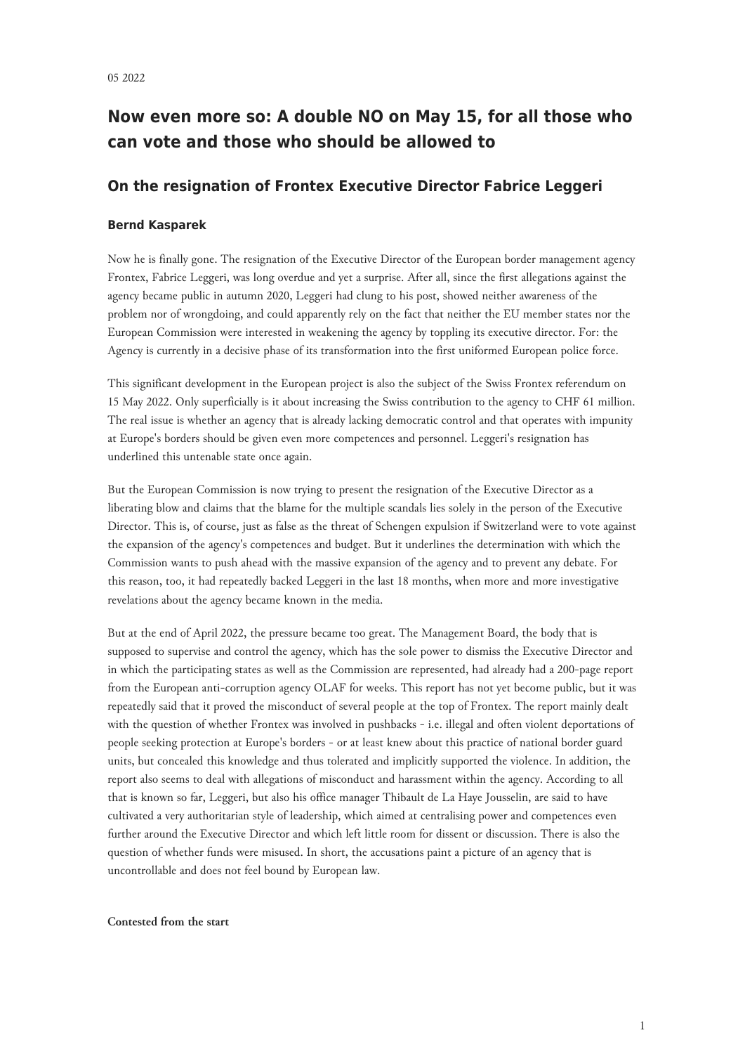05 2022

# Now even more so: A double NO on May 15, for all those who can vote and those who should be allowed to

## On the resignation of Frontex Executive Director Fabrice Leggeri

### Bernd Kasparek

Now he is finally gone. The resignation of the Executive Director of the European border management agency Frontex, Fabrice Leggeri, was long overdue and yet a surprise. After all, since the first allegations against the agency became public in autumn 2020, Leggeri had clung to his post, showed neither awareness of the problem nor of wrongdoing, and could apparently rely on the fact that neither the EU member states nor the European Commission were interested in weakening the agency by toppling its executive director. For: the Agency is currently in a decisive phase of its transformation into the first uniformed European police force.

This significant development in the European project is also the subject of the Swiss Frontex referendum on 15 May 2022. Only superficially is it about increasing the Swiss contribution to the agency to CHF 61 million. The real issue is whether an agency that is already lacking democratic control and that operates with impunity at Europe's borders should be given even more competences and personnel. Leggeri's resignation has underlined this untenable state once again.

But the European Commission is now trying to present the resignation of the Executive Director as a liberating blow and claims that the blame for the multiple scandals lies solely in the person of the Executive Director. This is, of course, just as false as the threat of Schengen expulsion if Switzerland were to vote against the expansion of the agency's competences and budget. But it underlines the determination with which the Commission wants to push ahead with the massive expansion of the agency and to prevent any debate. For this reason, too, it had repeatedly backed Leggeri in the last 18 months, when more and more investigative revelations about the agency became known in the media.

But at the end of April 2022, the pressure became too great. The Management Board, the body that is supposed to supervise and control the agency, which has the sole power to dismiss the Executive Director and in which the participating states as well as the Commission are represented, had already had a 200-page report from the European anti-corruption agency OLAF for weeks. This report has not yet become public, but it was repeatedly said that it proved the misconduct of several people at the top of Frontex. The report mainly dealt with the question of whether Frontex was involved in pushbacks - i.e. illegal and often violent deportations of people seeking protection at Europe's borders - or at least knew about this practice of national border guard units, but concealed this knowledge and thus tolerated and implicitly supported the violence. In addition, the report also seems to deal with allegations of misconduct and harassment within the agency. According to all that is known so far, Leggeri, but also his office manager Thibault de La Haye Jousselin, are said to have cultivated a very authoritarian style of leadership, which aimed at centralising power and competences even further around the Executive Director and which left little room for dissent or discussion. There is also the question of whether funds were misused. In short, the accusations paint a picture of an agency that is uncontrollable and does not feel bound by European law.

**Contested from the start**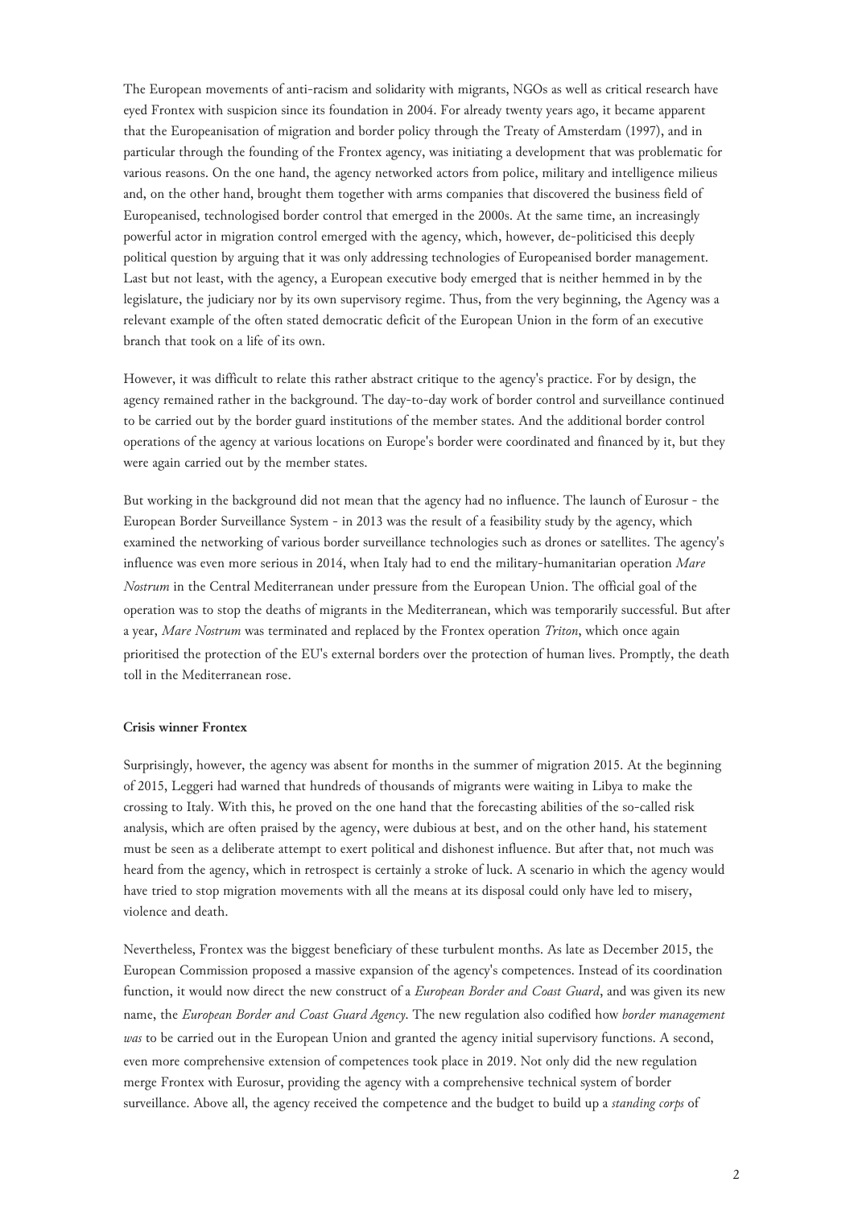The European movements of anti-racism and solidarity with migrants, NGOs as well as critical research have eyed Frontex with suspicion since its foundation in 2004. For already twenty years ago, it became apparent that the Europeanisation of migration and border policy through the Treaty of Amsterdam (1997), and in particular through the founding of the Frontex agency, was initiating a development that was problematic for various reasons. On the one hand, the agency networked actors from police, military and intelligence milieus and, on the other hand, brought them together with arms companies that discovered the business field of Europeanised, technologised border control that emerged in the 2000s. At the same time, an increasingly powerful actor in migration control emerged with the agency, which, however, de-politicised this deeply political question by arguing that it was only addressing technologies of Europeanised border management. Last but not least, with the agency, a European executive body emerged that is neither hemmed in by the legislature, the judiciary nor by its own supervisory regime. Thus, from the very beginning, the Agency was a relevant example of the often stated democratic deficit of the European Union in the form of an executive branch that took on a life of its own.

However, it was difficult to relate this rather abstract critique to the agency's practice. For by design, the agency remained rather in the background. The day-to-day work of border control and surveillance continued to be carried out by the border guard institutions of the member states. And the additional border control operations of the agency at various locations on Europe's border were coordinated and financed by it, but they were again carried out by the member states.

But working in the background did not mean that the agency had no influence. The launch of Eurosur - the European Border Surveillance System - in 2013 was the result of a feasibility study by the agency, which examined the networking of various border surveillance technologies such as drones or satellites. The agency's influence was even more serious in 2014, when Italy had to end the military-humanitarian operation *Mare Nostrum* in the Central Mediterranean under pressure from the European Union. The official goal of the operation was to stop the deaths of migrants in the Mediterranean, which was temporarily successful. But after a year, *Mare Nostrum* was terminated and replaced by the Frontex operation *Triton*, which once again prioritised the protection of the EU's external borders over the protection of human lives. Promptly, the death toll in the Mediterranean rose.

**Crisis winner Frontex**

Surprisingly, however, the agency was absent for months in the summer of migration 2015. At the beginning of 2015, Leggeri had warned that hundreds of thousands of migrants were waiting in Libya to make the crossing to Italy. With this, he proved on the one hand that the forecasting abilities of the so-called risk analysis, which are often praised by the agency, were dubious at best, and on the other hand, his statement must be seen as a deliberate attempt to exert political and dishonest influence. But after that, not much was heard from the agency, which in retrospect is certainly a stroke of luck. A scenario in which the agency would have tried to stop migration movements with all the means at its disposal could only have led to misery, violence and death.

Nevertheless, Frontex was the biggest beneficiary of these turbulent months. As late as December 2015, the European Commission proposed a massive expansion of the agency's competences. Instead of its coordination function, it would now direct the new construct of a *European Border and Coast Guard*, and was given its new name, the *European Border and Coast Guard Agency*. The new regulation also codified how *border management was* to be carried out in the European Union and granted the agency initial supervisory functions. A second, even more comprehensive extension of competences took place in 2019. Not only did the new regulation merge Frontex with Eurosur, providing the agency with a comprehensive technical system of border surveillance. Above all, the agency received the competence and the budget to build up a *standing corps* of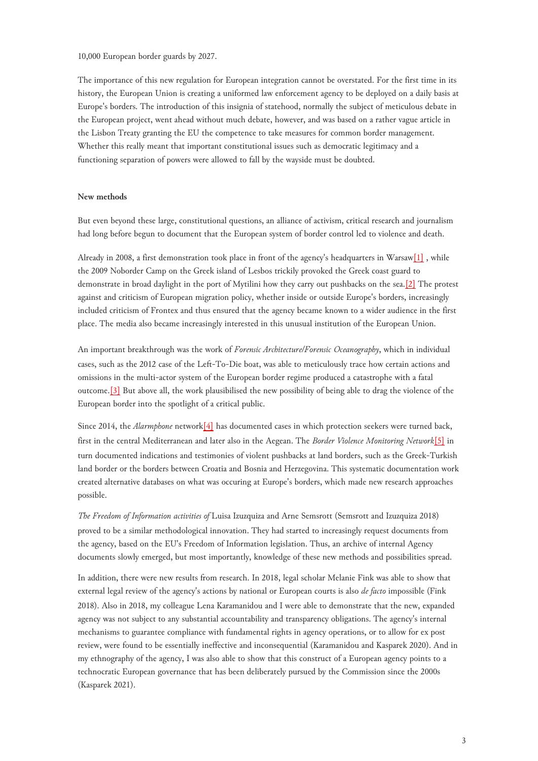10,000 European border guards by 2027.

The importance of this new regulation for European integration cannot be overstated. For the first time in its history, the European Union is creating a uniformed law enforcement agency to be deployed on a daily basis at Europe's borders. The introduction of this insignia of statehood, normally the subject of meticulous debate in the European project, went ahead without much debate, however, and was based on a rather vague article in the Lisbon Treaty granting the EU the competence to take measures for common border management. Whether this really meant that important constitutional issues such as democratic legitimacy and a functioning separation of powers were allowed to fall by the wayside must be doubted.

**New methods**

But even beyond these large, constitutional questions, an alliance of activism, critical research and journalism had long before begun to document that the European system of border control led to violence and death.

Already in 2008, a first demonstration took place in front of the agency's headquarters in Warsaw[1] , while the 2009 Noborder Camp on the Greek island of Lesbos trickily provoked the Greek coast guard to demonstrate in broad daylight in the port of Mytilini how they carry out pushbacks on the sea.[2] The protest against and criticism of European migration policy, whether inside or outside Europe's borders, increasingly included criticism of Frontex and thus ensured that the agency became known to a wider audience in the first place. The media also became increasingly interested in this unusual institution of the European Union.

An important breakthrough was the work of *Forensic Architecture/Forensic Oceanography*, which in individual cases, such as the 2012 case of the Left-To-Die boat, was able to meticulously trace how certain actions and omissions in the multi-actor system of the European border regime produced a catastrophe with a fatal outcome.[3] But above all, the work plausibilised the new possibility of being able to drag the violence of the European border into the spotlight of a critical public.

Since 2014, the *Alarmphone* network[4] has documented cases in which protection seekers were turned back, first in the central Mediterranean and later also in the Aegean. The *Border Violence Monitoring Network*[5] in turn documented indications and testimonies of violent pushbacks at land borders, such as the Greek-Turkish land border or the borders between Croatia and Bosnia and Herzegovina. This systematic documentation work created alternative databases on what was occuring at Europe's borders, which made new research approaches possible.

*The Freedom of Information activities of* Luisa Izuzquiza and Arne Semsrott (Semsrott and Izuzquiza 2018) proved to be a similar methodological innovation. They had started to increasingly request documents from the agency, based on the EU's Freedom of Information legislation. Thus, an archive of internal Agency documents slowly emerged, but most importantly, knowledge of these new methods and possibilities spread.

In addition, there were new results from research. In 2018, legal scholar Melanie Fink was able to show that external legal review of the agency's actions by national or European courts is also *de facto* impossible (Fink 2018). Also in 2018, my colleague Lena Karamanidou and I were able to demonstrate that the new, expanded agency was not subject to any substantial accountability and transparency obligations. The agency's internal mechanisms to guarantee compliance with fundamental rights in agency operations, or to allow for ex post review, were found to be essentially ineffective and inconsequential (Karamanidou and Kasparek 2020). And in my ethnography of the agency, I was also able to show that this construct of a European agency points to a technocratic European governance that has been deliberately pursued by the Commission since the 2000s (Kasparek 2021).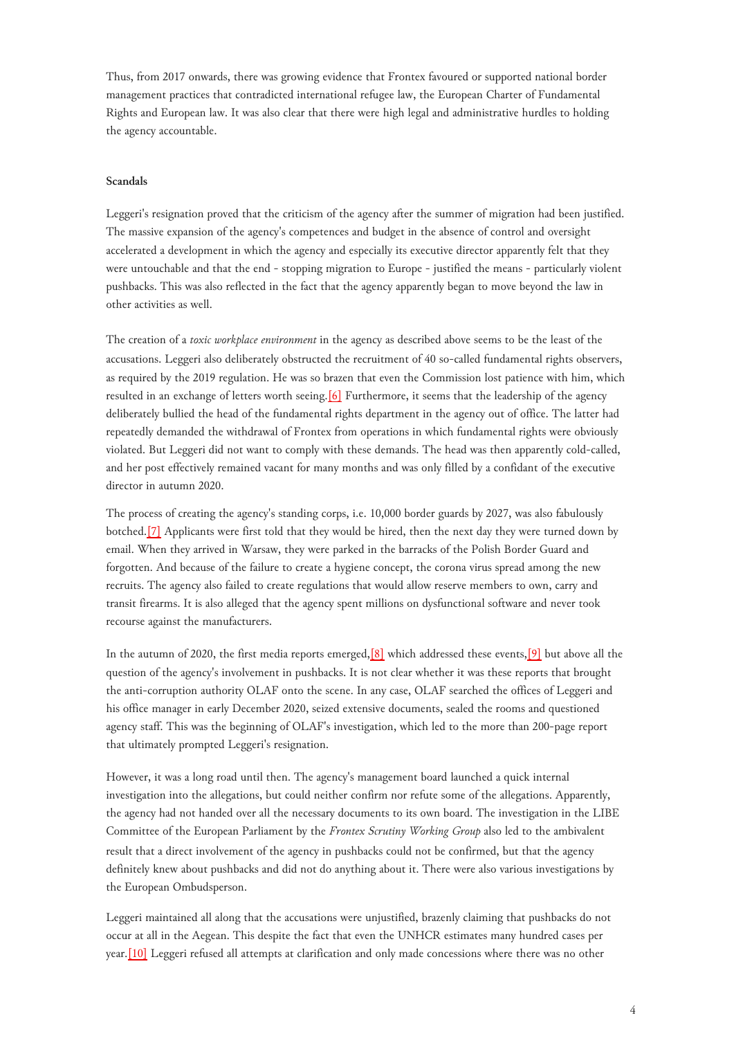Thus, from 2017 onwards, there was growing evidence that Frontex favoured or supported national border management practices that contradicted international refugee law, the European Charter of Fundamental Rights and European law. It was also clear that there were high legal and administrative hurdles to holding the agency accountable.

**Scandals**

Leggeri's resignation proved that the criticism of the agency after the summer of migration had been justified. The massive expansion of the agency's competences and budget in the absence of control and oversight accelerated a development in which the agency and especially its executive director apparently felt that they were untouchable and that the end - stopping migration to Europe - justified the means - particularly violent pushbacks. This was also reflected in the fact that the agency apparently began to move beyond the law in other activities as well.

The creation of a *toxic workplace environment* in the agency as described above seems to be the least of the accusations. Leggeri also deliberately obstructed the recruitment of 40 so-called fundamental rights observers, as required by the 2019 regulation. He was so brazen that even the Commission lost patience with him, which resulted in an exchange of letters worth seeing.[6] Furthermore, it seems that the leadership of the agency deliberately bullied the head of the fundamental rights department in the agency out of office. The latter had repeatedly demanded the withdrawal of Frontex from operations in which fundamental rights were obviously violated. But Leggeri did not want to comply with these demands. The head was then apparently cold-called, and her post effectively remained vacant for many months and was only filled by a confidant of the executive director in autumn 2020.

The process of creating the agency's standing corps, i.e. 10,000 border guards by 2027, was also fabulously botched.[7] Applicants were first told that they would be hired, then the next day they were turned down by email. When they arrived in Warsaw, they were parked in the barracks of the Polish Border Guard and forgotten. And because of the failure to create a hygiene concept, the corona virus spread among the new recruits. The agency also failed to create regulations that would allow reserve members to own, carry and transit firearms. It is also alleged that the agency spent millions on dysfunctional software and never took recourse against the manufacturers.

In the autumn of 2020, the first media reports emerged,[8] which addressed these events,[9] but above all the question of the agency's involvement in pushbacks. It is not clear whether it was these reports that brought the anti-corruption authority OLAF onto the scene. In any case, OLAF searched the offices of Leggeri and his office manager in early December 2020, seized extensive documents, sealed the rooms and questioned agency staff. This was the beginning of OLAF's investigation, which led to the more than 200-page report that ultimately prompted Leggeri's resignation.

However, it was a long road until then. The agency's management board launched a quick internal investigation into the allegations, but could neither confirm nor refute some of the allegations. Apparently, the agency had not handed over all the necessary documents to its own board. The investigation in the LIBE Committee of the European Parliament by the *Frontex Scrutiny Working Group* also led to the ambivalent result that a direct involvement of the agency in pushbacks could not be confirmed, but that the agency definitely knew about pushbacks and did not do anything about it. There were also various investigations by the European Ombudsperson.

Leggeri maintained all along that the accusations were unjustified, brazenly claiming that pushbacks do not occur at all in the Aegean. This despite the fact that even the UNHCR estimates many hundred cases per year.[10] Leggeri refused all attempts at clarification and only made concessions where there was no other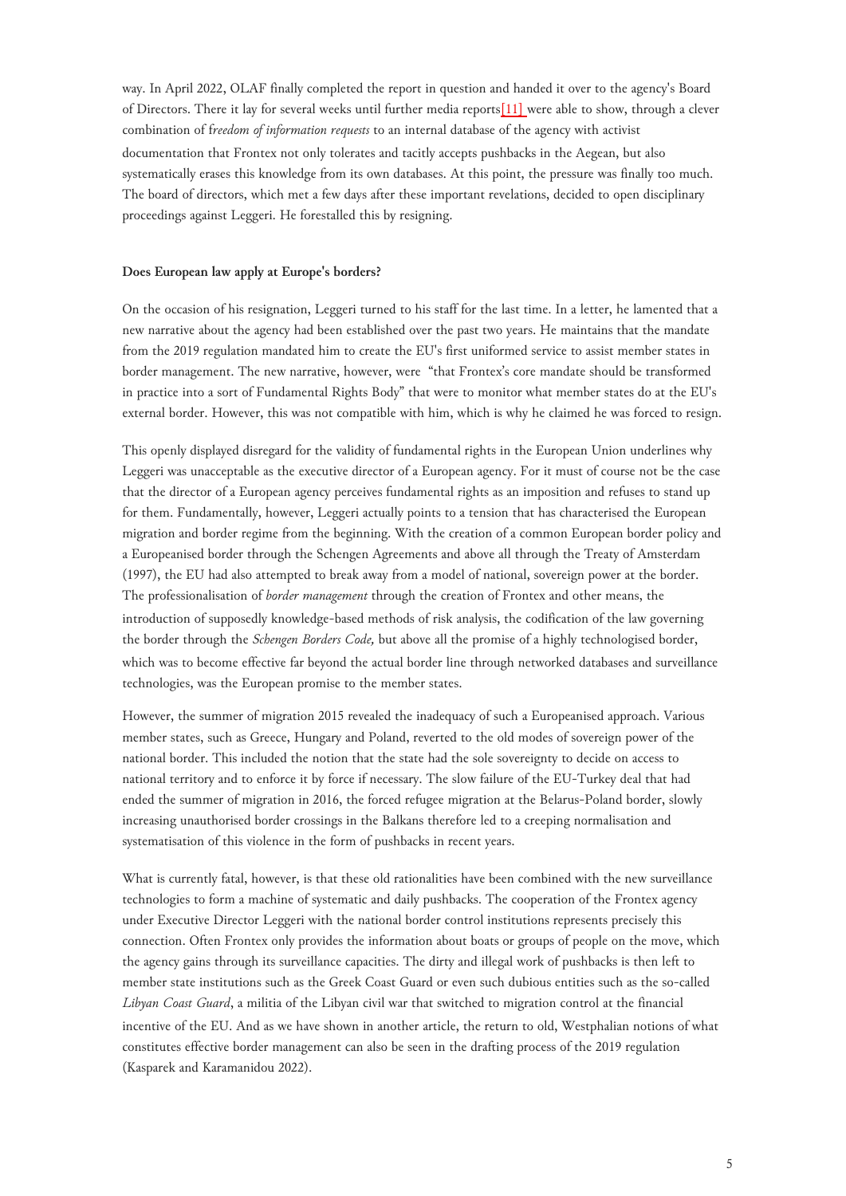way. In April 2022, OLAF finally completed the report in question and handed it over to the agency's Board of Directors. There it lay for several weeks until further media reports[11] were able to show, through a clever combination of f*reedom of information requests* to an internal database of the agency with activist documentation that Frontex not only tolerates and tacitly accepts pushbacks in the Aegean, but also systematically erases this knowledge from its own databases. At this point, the pressure was finally too much. The board of directors, which met a few days after these important revelations, decided to open disciplinary proceedings against Leggeri. He forestalled this by resigning.

**Does European law apply at Europe's borders?**

On the occasion of his resignation, Leggeri turned to his staff for the last time. In a letter, he lamented that a new narrative about the agency had been established over the past two years. He maintains that the mandate from the 2019 regulation mandated him to create the EU's first uniformed service to assist member states in border management. The new narrative, however, were "that Frontex's core mandate should be transformed in practice into a sort of Fundamental Rights Body" that were to monitor what member states do at the EU's external border. However, this was not compatible with him, which is why he claimed he was forced to resign.

This openly displayed disregard for the validity of fundamental rights in the European Union underlines why Leggeri was unacceptable as the executive director of a European agency. For it must of course not be the case that the director of a European agency perceives fundamental rights as an imposition and refuses to stand up for them. Fundamentally, however, Leggeri actually points to a tension that has characterised the European migration and border regime from the beginning. With the creation of a common European border policy and a Europeanised border through the Schengen Agreements and above all through the Treaty of Amsterdam (1997), the EU had also attempted to break away from a model of national, sovereign power at the border. The professionalisation of *border management* through the creation of Frontex and other means, the introduction of supposedly knowledge-based methods of risk analysis, the codification of the law governing the border through the *Schengen Borders Code,* but above all the promise of a highly technologised border, which was to become effective far beyond the actual border line through networked databases and surveillance technologies, was the European promise to the member states.

However, the summer of migration 2015 revealed the inadequacy of such a Europeanised approach. Various member states, such as Greece, Hungary and Poland, reverted to the old modes of sovereign power of the national border. This included the notion that the state had the sole sovereignty to decide on access to national territory and to enforce it by force if necessary. The slow failure of the EU-Turkey deal that had ended the summer of migration in 2016, the forced refugee migration at the Belarus-Poland border, slowly increasing unauthorised border crossings in the Balkans therefore led to a creeping normalisation and systematisation of this violence in the form of pushbacks in recent years.

What is currently fatal, however, is that these old rationalities have been combined with the new surveillance technologies to form a machine of systematic and daily pushbacks. The cooperation of the Frontex agency under Executive Director Leggeri with the national border control institutions represents precisely this connection. Often Frontex only provides the information about boats or groups of people on the move, which the agency gains through its surveillance capacities. The dirty and illegal work of pushbacks is then left to member state institutions such as the Greek Coast Guard or even such dubious entities such as the so-called *Libyan Coast Guard*, a militia of the Libyan civil war that switched to migration control at the financial incentive of the EU. And as we have shown in another article, the return to old, Westphalian notions of what constitutes effective border management can also be seen in the drafting process of the 2019 regulation (Kasparek and Karamanidou 2022).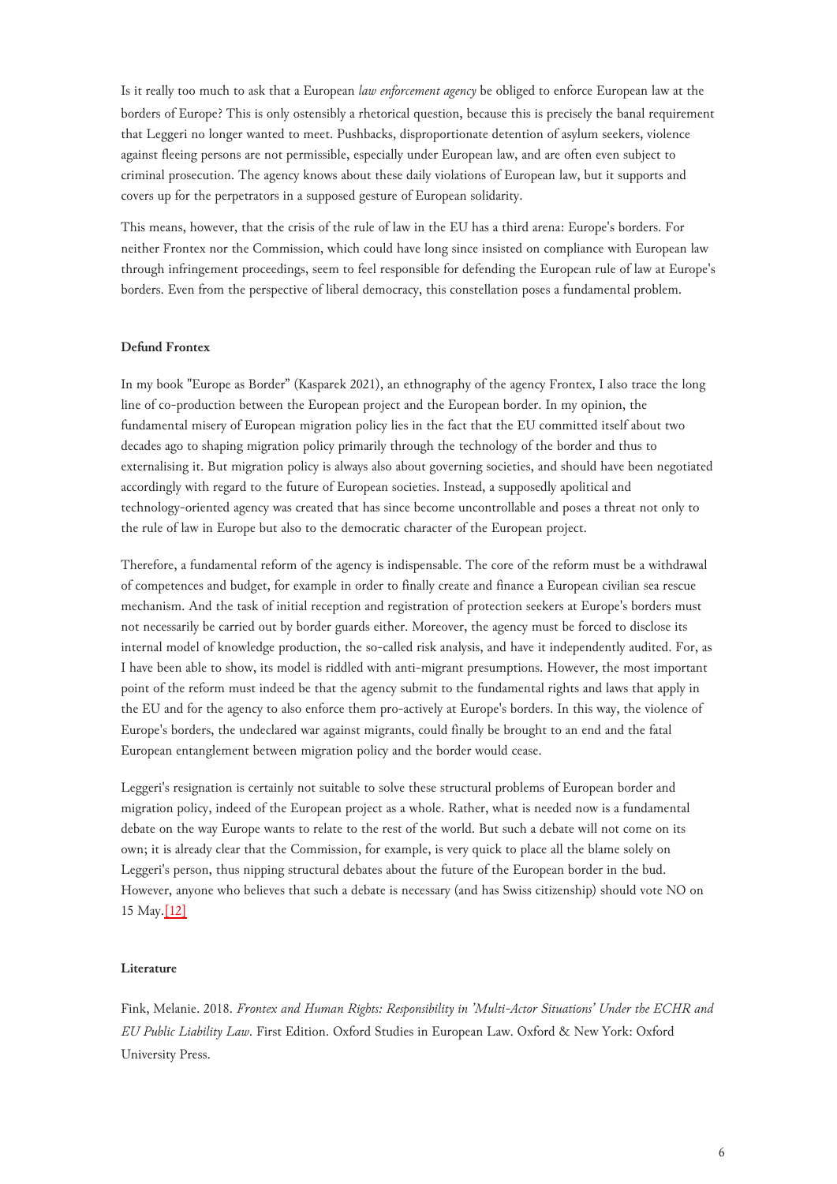Is it really too much to ask that a European *law enforcement agency* be obliged to enforce European law at the borders of Europe? This is only ostensibly a rhetorical question, because this is precisely the banal requirement that Leggeri no longer wanted to meet. Pushbacks, disproportionate detention of asylum seekers, violence against fleeing persons are not permissible, especially under European law, and are often even subject to criminal prosecution. The agency knows about these daily violations of European law, but it supports and covers up for the perpetrators in a supposed gesture of European solidarity.

This means, however, that the crisis of the rule of law in the EU has a third arena: Europe's borders. For neither Frontex nor the Commission, which could have long since insisted on compliance with European law through infringement proceedings, seem to feel responsible for defending the European rule of law at Europe's borders. Even from the perspective of liberal democracy, this constellation poses a fundamental problem.

**Defund Frontex**

In my book "Europe as Border" (Kasparek 2021), an ethnography of the agency Frontex, I also trace the long line of co-production between the European project and the European border. In my opinion, the fundamental misery of European migration policy lies in the fact that the EU committed itself about two decades ago to shaping migration policy primarily through the technology of the border and thus to externalising it. But migration policy is always also about governing societies, and should have been negotiated accordingly with regard to the future of European societies. Instead, a supposedly apolitical and technology-oriented agency was created that has since become uncontrollable and poses a threat not only to the rule of law in Europe but also to the democratic character of the European project.

Therefore, a fundamental reform of the agency is indispensable. The core of the reform must be a withdrawal of competences and budget, for example in order to finally create and finance a European civilian sea rescue mechanism. And the task of initial reception and registration of protection seekers at Europe's borders must not necessarily be carried out by border guards either. Moreover, the agency must be forced to disclose its internal model of knowledge production, the so-called risk analysis, and have it independently audited. For, as I have been able to show, its model is riddled with anti-migrant presumptions. However, the most important point of the reform must indeed be that the agency submit to the fundamental rights and laws that apply in the EU and for the agency to also enforce them pro-actively at Europe's borders. In this way, the violence of Europe's borders, the undeclared war against migrants, could finally be brought to an end and the fatal European entanglement between migration policy and the border would cease.

Leggeri's resignation is certainly not suitable to solve these structural problems of European border and migration policy, indeed of the European project as a whole. Rather, what is needed now is a fundamental debate on the way Europe wants to relate to the rest of the world. But such a debate will not come on its own; it is already clear that the Commission, for example, is very quick to place all the blame solely on Leggeri's person, thus nipping structural debates about the future of the European border in the bud. However, anyone who believes that such a debate is necessary (and has Swiss citizenship) should vote NO on 15 May.[12]

**Literature**

Fink, Melanie. 2018. *Frontex and Human Rights: Responsibility in 'Multi-Actor Situations' Under the ECHR and EU Public Liability Law*. First Edition. Oxford Studies in European Law. Oxford & New York: Oxford University Press.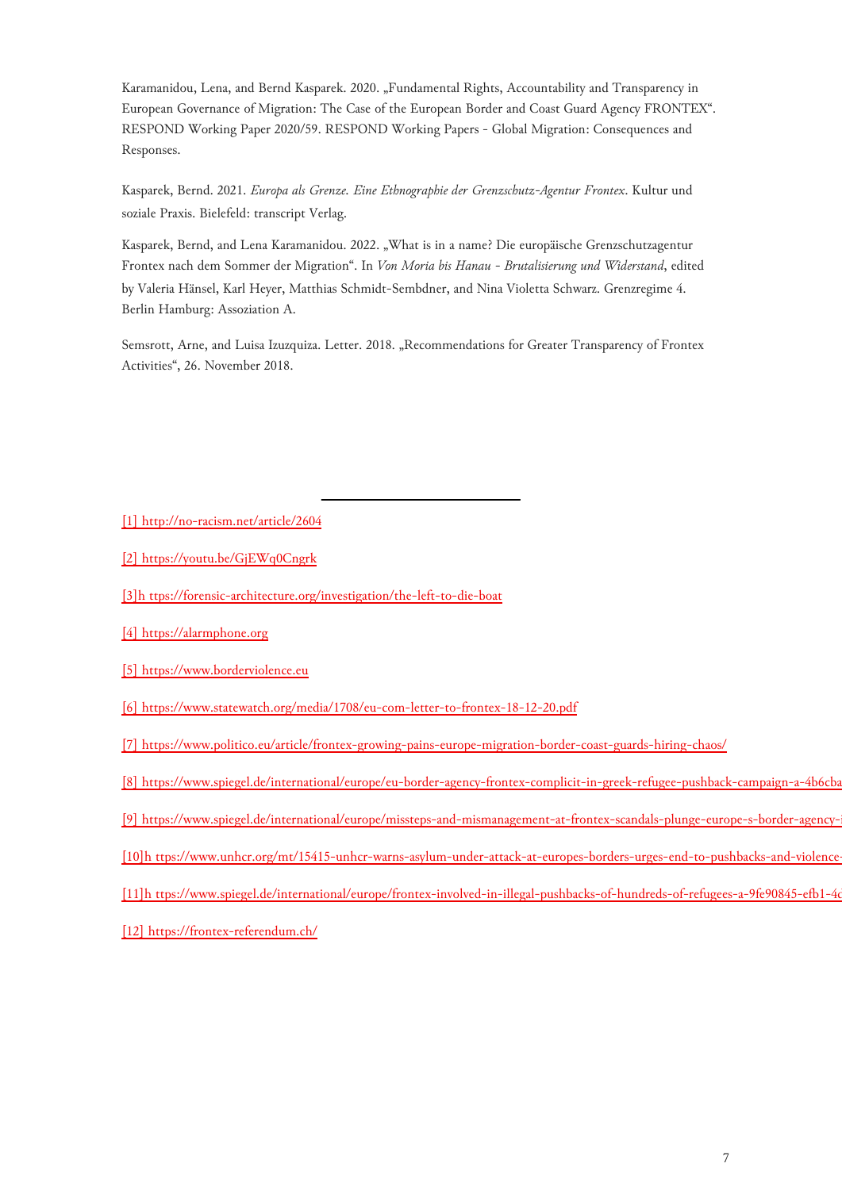Karamanidou, Lena, and Bernd Kasparek. 2020. „Fundamental Rights, Accountability and Transparency in European Governance of Migration: The Case of the European Border and Coast Guard Agency FRONTEX". RESPOND Working Paper 2020/59. RESPOND Working Papers - Global Migration: Consequences and Responses.

Kasparek, Bernd. 2021. *Europa als Grenze. Eine Ethnographie der Grenzschutz-Agentur Frontex*. Kultur und soziale Praxis. Bielefeld: transcript Verlag.

Kasparek, Bernd, and Lena Karamanidou. 2022. „What is in a name? Die europäische Grenzschutzagentur Frontex nach dem Sommer der Migration". In *Von Moria bis Hanau - Brutalisierung und Widerstand*, edited by Valeria Hänsel, Karl Heyer, Matthias Schmidt-Sembdner, and Nina Violetta Schwarz. Grenzregime 4. Berlin Hamburg: Assoziation A.

Semsrott, Arne, and Luisa Izuzquiza. Letter. 2018. „Recommendations for Greater Transparency of Frontex Activities", 26. November 2018.

---

[1] http://no-racism.net/article/2604

[2] https://youtu.be/GjEWq0Cngrk

[3]h ttps://forensic-architecture.org/investigation/the-left-to-die-boat

[4] https://alarmphone.org

[5] https://www.borderviolence.eu

[6] https://www.statewatch.org/media/1708/eu-com-letter-to-frontex-18-12-20.pdf

[7] https://www.politico.eu/article/frontex-growing-pains-europe-migration-border-coast-guards-hiring-chaos/

[8] https://www.spiegel.de/international/europe/eu-border-agency-frontex-complicit-in-greek-refugee-pushback-campaign-a-4b6cba

[9] https://www.spiegel.de/international/europe/missteps-and-mismanagement-at-frontex-scandals-plunge-europe-s-border-agency-

[10]h ttps://www.unhcr.org/mt/15415-unhcr-warns-asylum-under-attack-at-europes-borders-urges-end-to-pushbacks-and-violence-

[11]h ttps://www.spiegel.de/international/europe/frontex-involved-in-illegal-pushbacks-of-hundreds-of-refugees-a-9fe90845-efb1-4c

[12] https://frontex-referendum.ch/